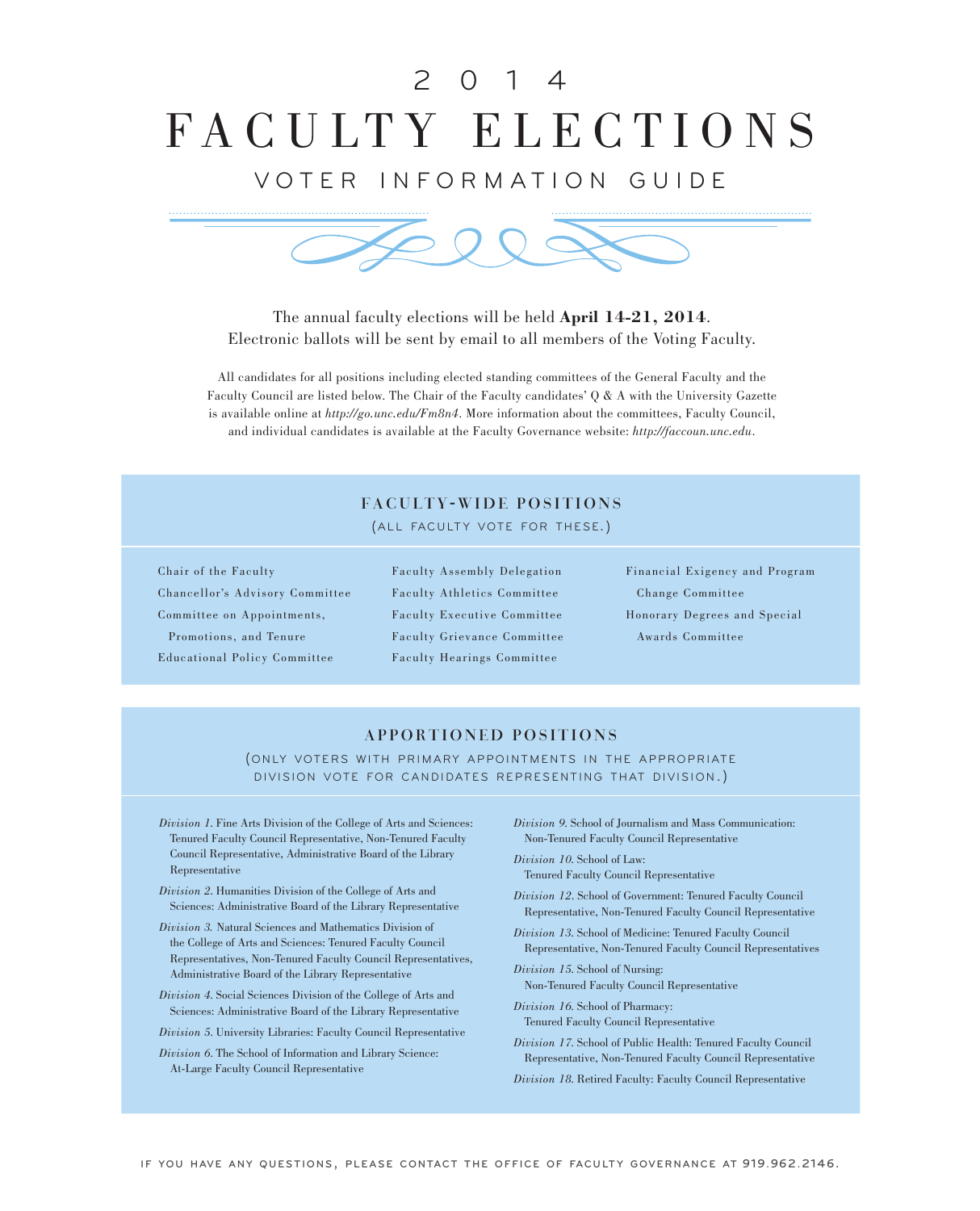# 2014 FACULTY ELECTIONS

## VOTER INFORMATION GUIDE

The annual faculty elections will be held **April 14-21, 2014**.
Electronic ballots will be sent by email to all members of the Voting Faculty.

All candidates for all positions including elected standing committees of the General Faculty and the Faculty Council are listed below. The Chair of the Faculty candidates' Q & A with the University Gazette is available online at *http://go.unc.edu/Fm8n4*. More information about the committees, Faculty Council, and individual candidates is available at the Faculty Governance website: *http://faccoun.unc.edu*.

### FACULTY-WIDE POSITIONS

(ALL FACULTY VOTE FOR THESE.)

- Chair of the Faculty
- Chancellor's Advisory Committee
- Committee on Appointments, Promotions, and Tenure
- Educational Policy Committee
- Faculty Assembly Delegation
- Faculty Athletics Committee
- Faculty Executive Committee
- Faculty Grievance Committee
- Faculty Hearings Committee
- Financial Exigency and Program Change Committee
- Honorary Degrees and Special Awards Committee

### APPORTIONED POSITIONS

(ONLY VOTERS WITH PRIMARY APPOINTMENTS IN THE APPROPRIATE DIVISION VOTE FOR CANDIDATES REPRESENTING THAT DIVISION.)

*Division 1.* Fine Arts Division of the College of Arts and Sciences: Tenured Faculty Council Representative, Non-Tenured Faculty Council Representative, Administrative Board of the Library Representative

*Division 2.* Humanities Division of the College of Arts and Sciences: Administrative Board of the Library Representative

*Division 3.* Natural Sciences and Mathematics Division of the College of Arts and Sciences: Tenured Faculty Council Representatives, Non-Tenured Faculty Council Representatives, Administrative Board of the Library Representative

*Division 4.* Social Sciences Division of the College of Arts and Sciences: Administrative Board of the Library Representative

*Division 5.* University Libraries: Faculty Council Representative

*Division 6.* The School of Information and Library Science: At-Large Faculty Council Representative

*Division 9.* School of Journalism and Mass Communication: Non-Tenured Faculty Council Representative

*Division 10.* School of Law: Tenured Faculty Council Representative

*Division 12.* School of Government: Tenured Faculty Council Representative, Non-Tenured Faculty Council Representative

*Division 13.* School of Medicine: Tenured Faculty Council Representative, Non-Tenured Faculty Council Representatives

*Division 15.* School of Nursing: Non-Tenured Faculty Council Representative

*Division 16.* School of Pharmacy: Tenured Faculty Council Representative

*Division 17.* School of Public Health: Tenured Faculty Council Representative, Non-Tenured Faculty Council Representative

*Division 18.* Retired Faculty: Faculty Council Representative

IF YOU HAVE ANY QUESTIONS, PLEASE CONTACT THE OFFICE OF FACULTY GOVERNANCE AT 919.962.2146.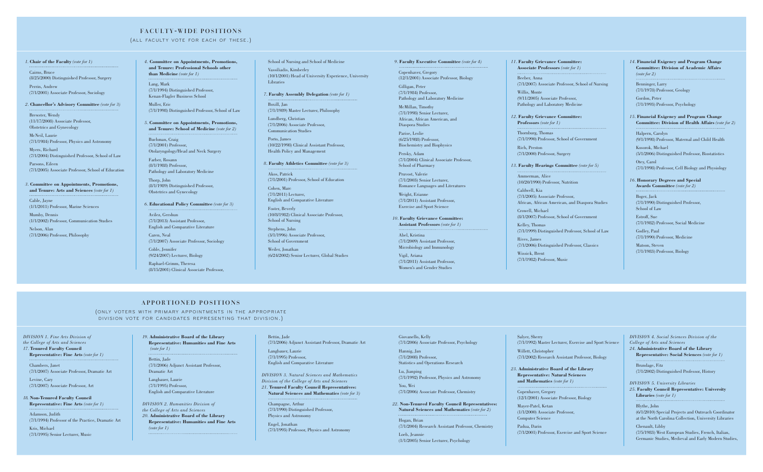## FACULTY-WIDE POSITIONS

(ALL FACULTY VOTE FOR EACH OF THESE.)

*1.* **Chair of the Faculty** *(vote for 1)*

Cairns, Bruce
(8/25/2000) Distinguished Professor, Surgery

Perrin, Andrew
(7/1/2001) Associate Professor, Sociology

*2.* **Chancellor's Advisory Committee** *(vote for 3)*

Brewster, Wendy
(11/17/2008) Associate Professor, Obstetrics and Gynecology

McNeil, Laurie
(7/1/1984) Professor, Physics and Astronomy

Myers, Richard
(7/1/2004) Distinguished Professor, School of Law

Parsons, Eileen
(7/1/2005) Associate Professor, School of Education

*3.* **Committee on Appointments, Promotions, and Tenure: Arts and Sciences** *(vote for 1)*

Cable, Jayne
(1/1/2011) Professor, Marine Sciences

Mumby, Dennis
(1/1/2002) Professor, Communication Studies

Nelson, Alan
(7/1/2006) Professor, Philosophy

*4.* **Committee on Appointments, Promotions, and Tenure: Professional Schools other than Medicine** *(vote for 1)*

Lang, Mark
(7/1/1994) Distinguished Professor, Kenan-Flagler Business School

Muller, Eric
(7/1/1998) Distinguished Professor, School of Law

*5.* **Committee on Appointments, Promotions, and Tenure: School of Medicine** *(vote for 2)*

Buchman, Craig
(7/1/2001) Professor, Otolaryngology/Head and Neck Surgery

Farber, Rosann
(8/1/1988) Professor, Pathology and Laboratory Medicine

Thorp, John
(8/1/1989) Distinguished Professor, Obstetrics and Gynecology

*6.* **Educational Policy Committee** *(vote for 3)*

Avilez, Gershun
(7/1/2013) Assistant Professor, English and Comparative Literature

Caren, Neal
(7/1/2007) Associate Professor, Sociology

Coble, Jennifer
(9/24/2007) Lecturer, Biology

Raphael-Grimm, Theresa
(8/15/2001) Clinical Associate Professor, School of Nursing and School of Medicine

Vassiliadis, Kimberley
(10/1/2001) Head of University Experience, University Libraries

*7.* **Faculty Assembly Delegation** *(vote for 1)*

Boxill, Jan
(7/1/1989) Master Lecturer, Philosophy

Lundberg, Christian
(7/1/2006) Associate Professor, Communication Studies

Porto, James
(10/22/1998) Clinical Assistant Professor, Health Policy and Management

*8.* **Faculty Athletics Committee** *(vote for 3)*

Akos, Patrick
(7/1/2001) Professor, School of Education

Cohen, Marc
(7/1/2011) Lecturer, English and Comparative Literature

Foster, Beverly
(10/8/1982) Clinical Associate Professor, School of Nursing

Stephens, John
(3/1/1996) Associate Professor, School of Government

Weiler, Jonathan
(6/24/2002) Senior Lecturer, Global Studies

*9.* **Faculty Executive Committee** *(vote for 4)*

Copenhaver, Gregory
(12/1/2001) Associate Professor, Biology

Gilligan, Peter
(7/1/1984) Professor, Pathology and Laboratory Medicine

McMillan, Timothy
(7/1/1998) Senior Lecturer, African, African American, and Diaspora Studies

Parise, Leslie
(6/25/1988) Professor, Biochemistry and Biophysics

Persky, Adam
(7/1/2004) Clinical Associate Professor, School of Pharmacy

Pruvost, Valerie
(7/1/2003) Senior Lecturer, Romance Languages and Literatures

Weight, Erianne
(7/1/2011) Assistant Professor, Exercise and Sport Science

*10.* **Faculty Grievance Committee: Assistant Professors** *(vote for 1)*

Abel, Kristina
(7/1/2009) Assistant Professor, Microbiology and Immunology

Vigil, Ariana
(7/1/2011) Assistant Professor, Women's and Gender Studies

*11.* **Faculty Grievance Committee: Associate Professors** *(vote for 1)*

Beeber, Anna
(7/1/2007) Associate Professor, School of Nursing

Willis, Monte
(9/11/2005) Associate Professor, Pathology and Laboratory Medicine

*12.* **Faculty Grievance Committee: Professors** *(vote for 1)*

Thornburg, Thomas
(7/1/1990) Professor, School of Government

Rich, Preston
(7/1/2000) Professor, Surgery

*13.* **Faculty Hearings Committee** *(vote for 5)*

Ammerman, Alice
(10/20/1990) Professor, Nutrition

Caldwell, Kia
(7/1/2005) Associate Professor, African, African American, and Diaspora Studies

Crowell, Michael
(8/1/2007) Professor, School of Government

Kelley, Thomas
(7/1/1999) Distinguished Professor, School of Law

Rives, James
(7/1/2006) Distinguished Professor, Classics

Wissick, Brent
(7/1/1982) Professor, Music

*14.* **Financial Exigency and Program Change Committee: Division of Academic Affairs** *(vote for 2)*

Benninger, Larry
(7/1/1978) Professor, Geology

Gordon, Peter
(7/1/1993) Professor, Psychology

*15.* **Financial Exigency and Program Change Committee: Division of Health Affairs** *(vote for 2)*

Halpern, Carolyn
(9/1/1998) Professor, Maternal and Child Health

Kosorok, Michael
(5/1/2006) Distinguished Professor, Biostatistics

Otey, Carol
(7/1/1998) Professor, Cell Biology and Physiology

*16.* **Honorary Degrees and Special Awards Committee** *(vote for 2)*

Boger, Jack
(7/1/1990) Distinguished Professor, School of Law

Estroff, Sue
(7/1/1982) Professor, Social Medicine

Godley, Paul
(7/1/1990) Professor, Medicine

Matson, Steven
(7/1/1983) Professor, Biology

## APPORTIONED POSITIONS

(ONLY VOTERS WITH PRIMARY APPOINTMENTS IN THE APPROPRIATE DIVISION VOTE FOR CANDIDATES REPRESENTING THAT DIVISION.)

*DIVISION 1. Fine Arts Division of the College of Arts and Sciences*

*17.* **Tenured Faculty Council Representative: Fine Arts** *(vote for 1)*

Chambers, Janet
(7/1/2007) Associate Professor, Dramatic Art

Levine, Cary
(7/1/2007) Associate Professor, Art

*18.* **Non-Tenured Faculty Council Representative: Fine Arts** *(vote for 1)*

Adamson, Judith
(7/1/1994) Professor of the Practice, Dramatic Art

Kris, Michael
(7/1/1995) Senior Lecturer, Music

*19.* **Administrative Board of the Library Representative: Humanities and Fine Arts** *(vote for 1)*

Bettin, Jade
(7/1/2006) Adjunct Assistant Professor, Dramatic Art

Langbauer, Laurie
(7/1/1995) Professor, English and Comparative Literature

*DIVISION 2. Humanities Division of the College of Arts and Sciences*

*20.* **Administrative Board of the Library Representative: Humanities and Fine Arts** *(vote for 1)*

Bettin, Jade
(7/1/2006) Adjunct Assistant Professor, Dramatic Art

Langbauer, Laurie
(7/1/1995) Professor, English and Comparative Literature

*DIVISION 3. Natural Sciences and Mathematics Division of the College of Arts and Sciences*

*21.* **Tenured Faculty Council Representatives: Natural Sciences and Mathematics** *(vote for 3)*

Champagne, Arthur
(7/1/1990) Distinguished Professor, Physics and Astronomy

Engel, Jonathan
(7/1/1993) Professor, Physics and Astronomy

Giovanello, Kelly
(7/1/2006) Associate Professor, Psychology

Hannig, Jan
(7/1/2008) Professor, Statistics and Operations Research

Lu, Jianping
(7/1/1992) Professor, Physics and Astronomy

You, Wei
(7/1/2006) Associate Professor, Chemistry

*22.* **Non-Tenured Faculty Council Representatives: Natural Sciences and Mathematics** *(vote for 2)*

Hogan, Brian
(7/1/2004) Research Assistant Professor, Chemistry

Loeb, Jeannie
(1/1/2005) Senior Lecturer, Psychology

Salyer, Sherry
(7/1/1992) Master Lecturer, Exercise and Sport Science

Willett, Christopher
(7/1/2002) Research Assistant Professor, Biology

*23.* **Administrative Board of the Library Representative: Natural Sciences and Mathematics** *(vote for 1)*

Copenhaver, Gregory
(12/1/2001) Associate Professor, Biology

Mayer-Patel, Ketan
(1/1/2000) Associate Professor, Computer Science

Padua, Darin
(7/1/2001) Professor, Exercise and Sport Science

*DIVISION 4. Social Sciences Division of the College of Arts and Sciences*

*24.* **Administrative Board of the Library Representative: Social Sciences** *(vote for 1)*

Brundage, Fitz
(7/1/2002) Distinguished Professor, History

*DIVISION 5. University Libraries*

*25.* **Faculty Council Representative: University Libraries** *(vote for 1)*

Blythe, John
(6/1/2010) Special Projects and Outreach Coordinator at the North Carolina Collection, University Libraries

Chenault, Libby
(7/5/1983) West European Studies, French, Italian, Germanic Studies, Medieval and Early Modern Studies,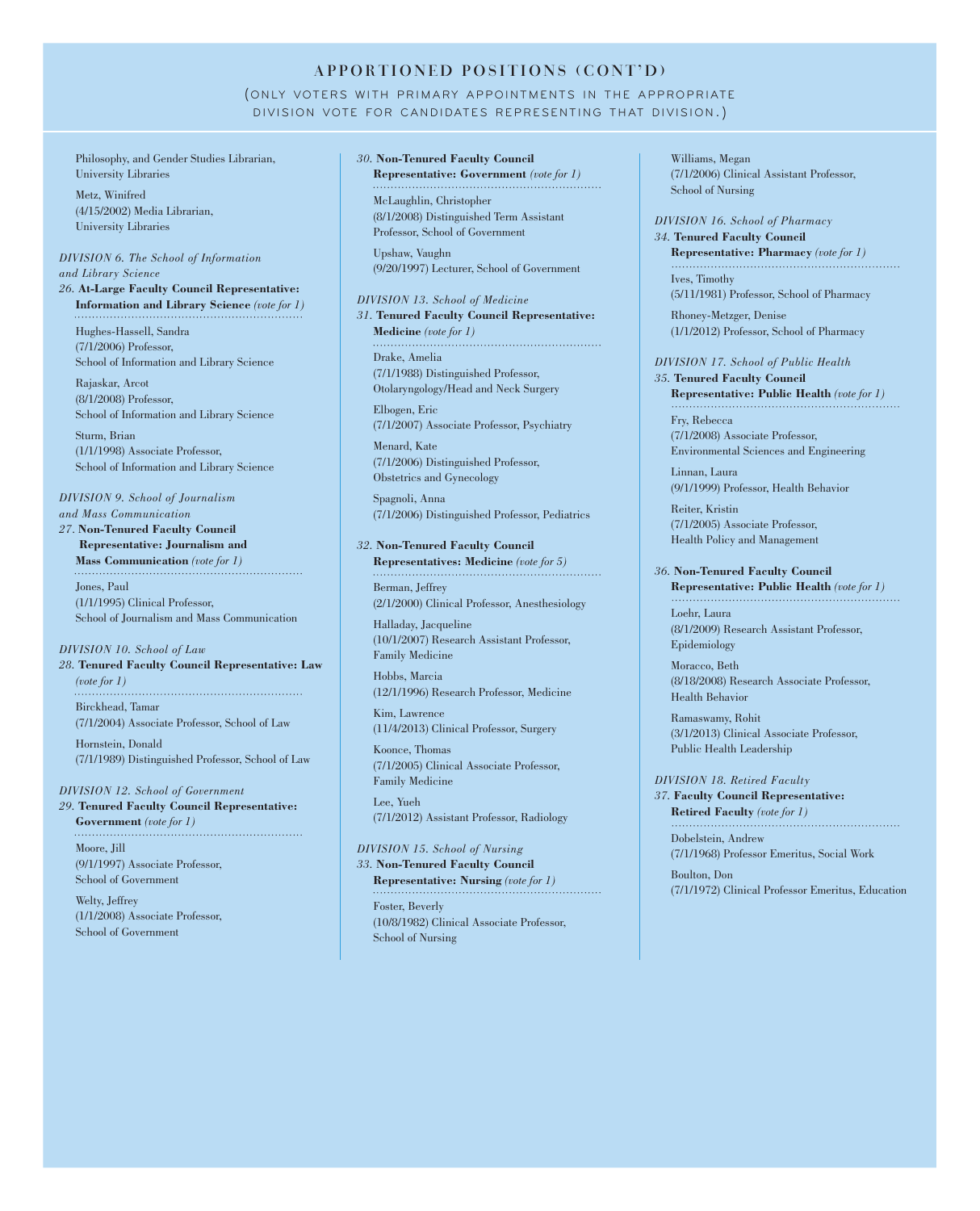## APPORTIONED POSITIONS (CONT'D)

(Only voters with primary appointments in the appropriate division vote for candidates representing that division.)

Philosophy, and Gender Studies Librarian,
University Libraries

Metz, Winifred
(4/15/2002) Media Librarian,
University Libraries

*DIVISION 6. The School of Information and Library Science*

*26.* **At-Large Faculty Council Representative: Information and Library Science** *(vote for 1)*

Hughes-Hassell, Sandra
(7/1/2006) Professor,
School of Information and Library Science

Rajaskar, Arcot
(8/1/2008) Professor,
School of Information and Library Science

Sturm, Brian
(1/1/1998) Associate Professor,
School of Information and Library Science

*DIVISION 9. School of Journalism and Mass Communication*

*27.* **Non-Tenured Faculty Council Representative: Journalism and Mass Communication** *(vote for 1)*

Jones, Paul
(1/1/1995) Clinical Professor,
School of Journalism and Mass Communication

*DIVISION 10. School of Law*

*28.* **Tenured Faculty Council Representative: Law** *(vote for 1)*

Birckhead, Tamar
(7/1/2004) Associate Professor, School of Law

Hornstein, Donald
(7/1/1989) Distinguished Professor, School of Law

*DIVISION 12. School of Government*

*29.* **Tenured Faculty Council Representative: Government** *(vote for 1)*

Moore, Jill
(9/1/1997) Associate Professor,
School of Government

Welty, Jeffrey
(1/1/2008) Associate Professor,
School of Government

*30.* **Non-Tenured Faculty Council Representative: Government** *(vote for 1)*

McLaughlin, Christopher
(8/1/2008) Distinguished Term Assistant Professor, School of Government

Upshaw, Vaughn
(9/20/1997) Lecturer, School of Government

*DIVISION 13. School of Medicine*

*31.* **Tenured Faculty Council Representative: Medicine** *(vote for 1)*

Drake, Amelia
(7/1/1988) Distinguished Professor,
Otolaryngology/Head and Neck Surgery

Elbogen, Eric
(7/1/2007) Associate Professor, Psychiatry

Menard, Kate
(7/1/2006) Distinguished Professor,
Obstetrics and Gynecology

Spagnoli, Anna
(7/1/2006) Distinguished Professor, Pediatrics

*32.* **Non-Tenured Faculty Council Representatives: Medicine** *(vote for 5)*

Berman, Jeffrey
(2/1/2000) Clinical Professor, Anesthesiology

Halladay, Jacqueline
(10/1/2007) Research Assistant Professor,
Family Medicine

Hobbs, Marcia
(12/1/1996) Research Professor, Medicine

Kim, Lawrence
(11/4/2013) Clinical Professor, Surgery

Koonce, Thomas
(7/1/2005) Clinical Associate Professor,
Family Medicine

Lee, Yueh
(7/1/2012) Assistant Professor, Radiology

*DIVISION 15. School of Nursing*

*33.* **Non-Tenured Faculty Council Representative: Nursing** *(vote for 1)*

Foster, Beverly
(10/8/1982) Clinical Associate Professor,
School of Nursing

Williams, Megan
(7/1/2006) Clinical Assistant Professor,
School of Nursing

*DIVISION 16. School of Pharmacy*

*34.* **Tenured Faculty Council Representative: Pharmacy** *(vote for 1)*

Ives, Timothy
(5/11/1981) Professor, School of Pharmacy

Rhoney-Metzger, Denise
(1/1/2012) Professor, School of Pharmacy

*DIVISION 17. School of Public Health*

*35.* **Tenured Faculty Council Representative: Public Health** *(vote for 1)*

Fry, Rebecca
(7/1/2008) Associate Professor,
Environmental Sciences and Engineering

Linnan, Laura
(9/1/1999) Professor, Health Behavior

Reiter, Kristin
(7/1/2005) Associate Professor,
Health Policy and Management

*36.* **Non-Tenured Faculty Council Representative: Public Health** *(vote for 1)*

Loehr, Laura
(8/1/2009) Research Assistant Professor,
Epidemiology

Moracco, Beth
(8/18/2008) Research Associate Professor,
Health Behavior

Ramaswamy, Rohit
(3/1/2013) Clinical Associate Professor,
Public Health Leadership

*DIVISION 18. Retired Faculty*

*37.* **Faculty Council Representative: Retired Faculty** *(vote for 1)*

Dobelstein, Andrew
(7/1/1968) Professor Emeritus, Social Work

Boulton, Don
(7/1/1972) Clinical Professor Emeritus, Education